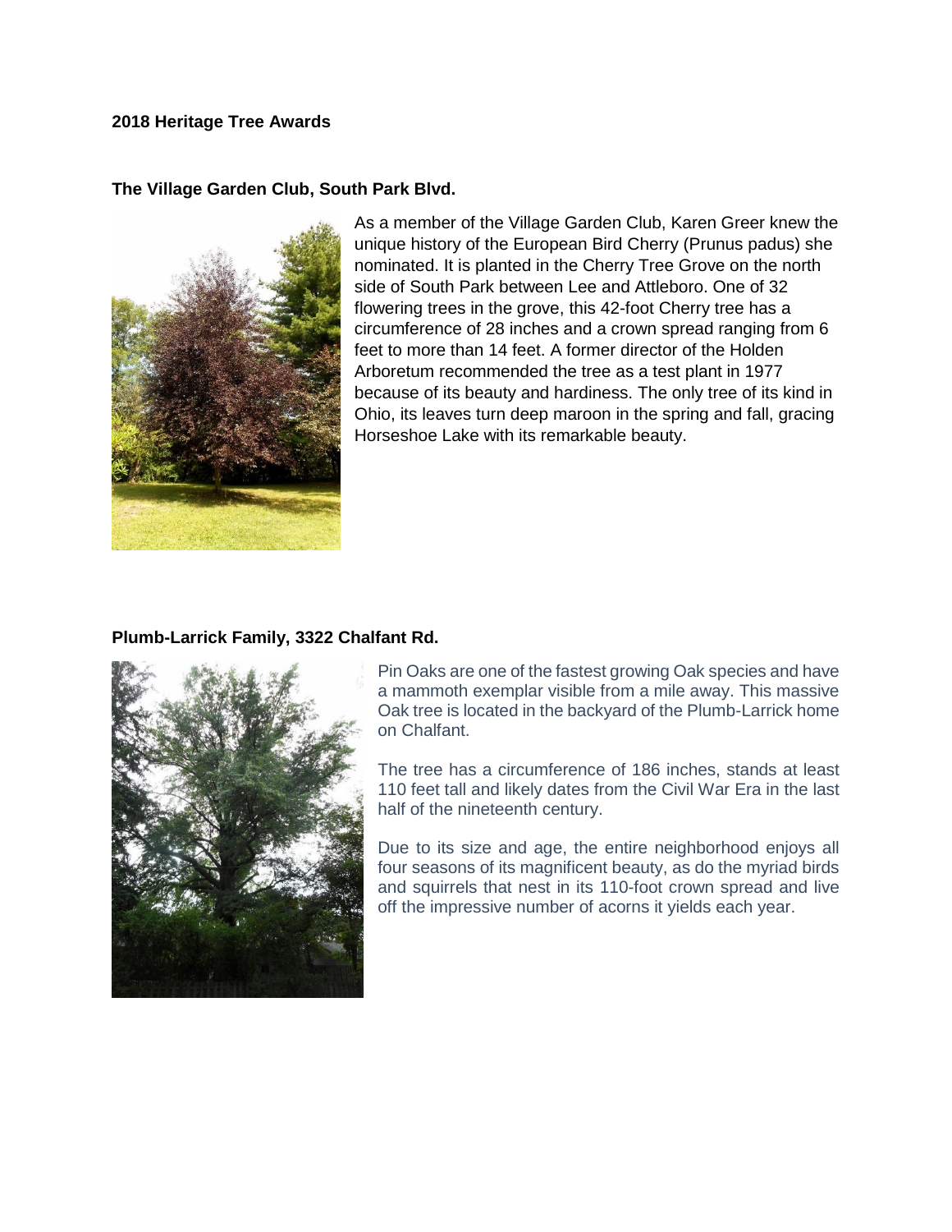## 2018 Heritage Tree Awards

### The Village Garden Club, South Park Blvd.

As a member of the Village Garden Club, Karen Greer knew the unique history of the European Bird Cherry (Prunus padus) she nominated. It is planted in the Cherry Tree Grove on the north side of South Park between Lee and Attleboro. One of 32 flowering trees in the grove, this 42-foot Cherry tree has a circumference of 28 inches and a crown spread ranging from 6 feet to more than 14 feet. A former director of the Holden Arboretum recommended the tree as a test plant in 1977 because of its beauty and hardiness. The only tree of its kind in Ohio, its leaves turn deep maroon in the spring and fall, gracing Horseshoe Lake with its remarkable beauty.

### Plumb-Larrick Family, 3322 Chalfant Rd.

Pin Oaks are one of the fastest growing Oak species and have a mammoth exemplar visible from a mile away. This massive Oak tree is located in the backyard of the Plumb-Larrick home on Chalfant.

The tree has a circumference of 186 inches, stands at least 110 feet tall and likely dates from the Civil War Era in the last half of the nineteenth century.

Due to its size and age, the entire neighborhood enjoys all four seasons of its magnificent beauty, as do the myriad birds and squirrels that nest in its 110-foot crown spread and live off the impressive number of acorns it yields each year.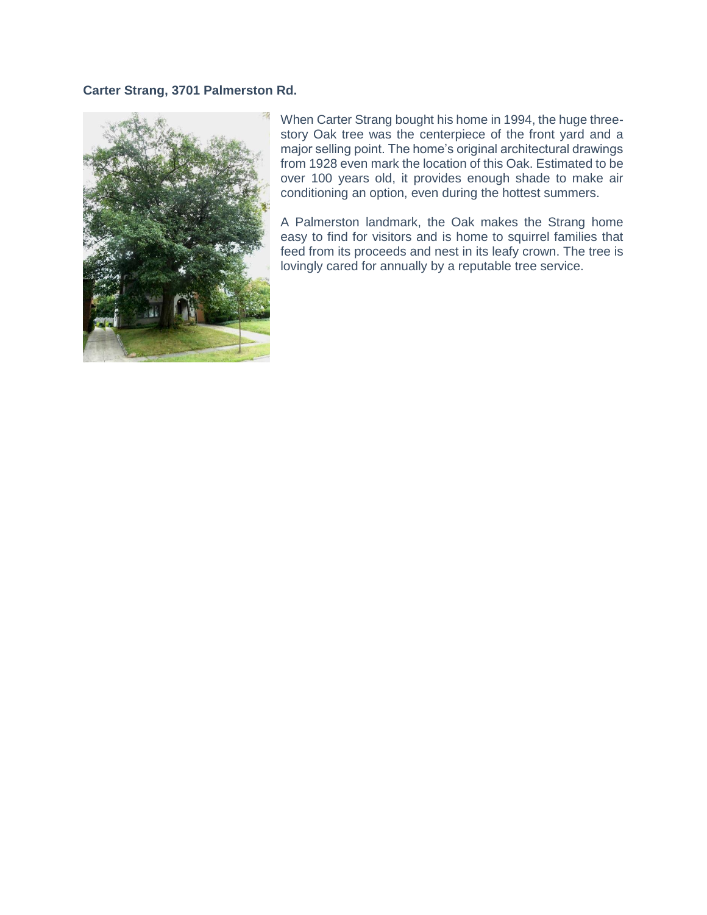**Carter Strang, 3701 Palmerston Rd.**

When Carter Strang bought his home in 1994, the huge three-story Oak tree was the centerpiece of the front yard and a major selling point. The home's original architectural drawings from 1928 even mark the location of this Oak. Estimated to be over 100 years old, it provides enough shade to make air conditioning an option, even during the hottest summers.

A Palmerston landmark, the Oak makes the Strang home easy to find for visitors and is home to squirrel families that feed from its proceeds and nest in its leafy crown. The tree is lovingly cared for annually by a reputable tree service.